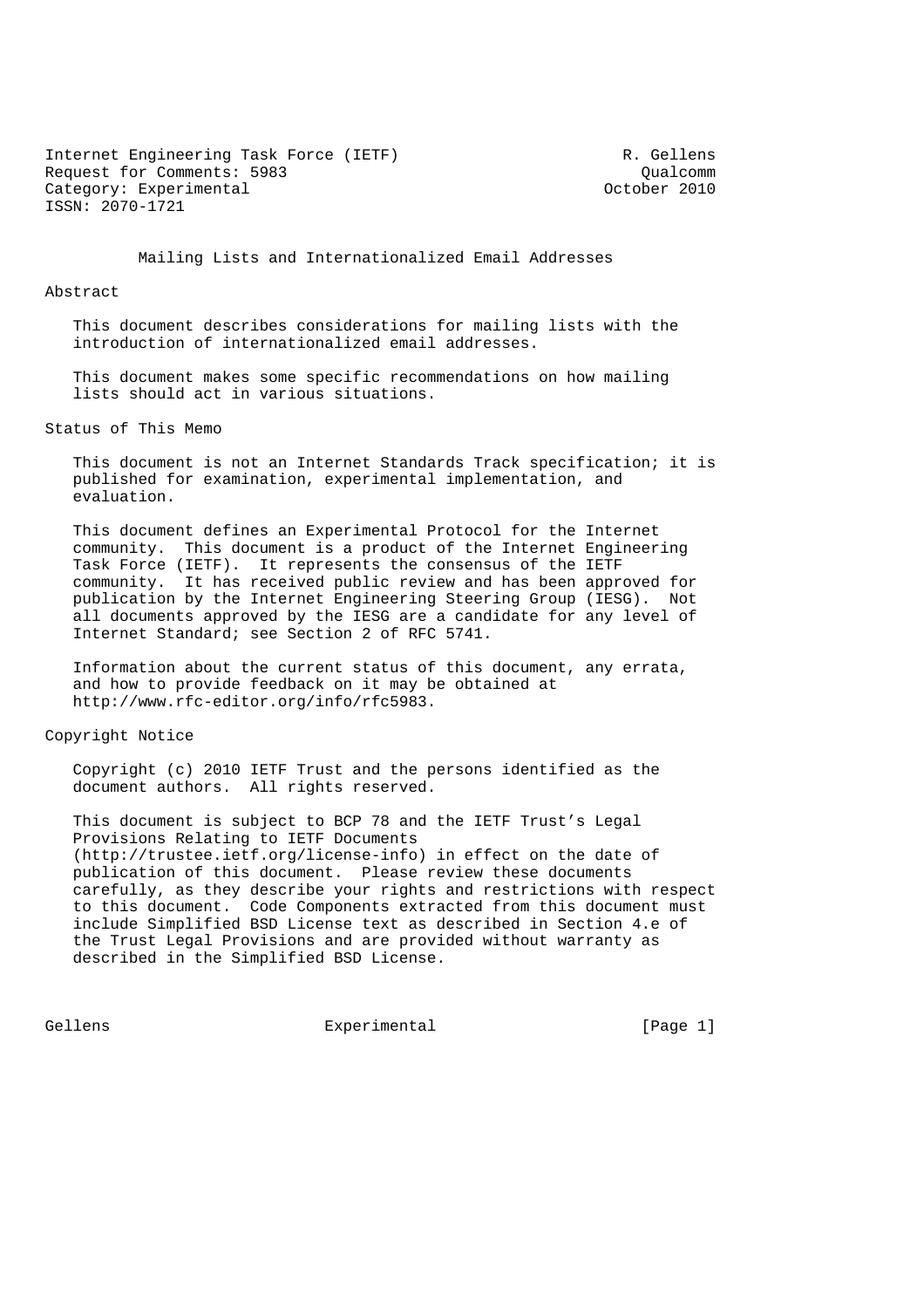Internet Engineering Task Force (IETF) R. Gellens
Request for Comments: 5983 Qualcomm
Category: Experimental October 2010
ISSN: 2070-1721

# Mailing Lists and Internationalized Email Addresses

## Abstract

This document describes considerations for mailing lists with the introduction of internationalized email addresses.

This document makes some specific recommendations on how mailing lists should act in various situations.

## Status of This Memo

This document is not an Internet Standards Track specification; it is published for examination, experimental implementation, and evaluation.

This document defines an Experimental Protocol for the Internet community. This document is a product of the Internet Engineering Task Force (IETF). It represents the consensus of the IETF community. It has received public review and has been approved for publication by the Internet Engineering Steering Group (IESG). Not all documents approved by the IESG are a candidate for any level of Internet Standard; see Section 2 of RFC 5741.

Information about the current status of this document, any errata, and how to provide feedback on it may be obtained at http://www.rfc-editor.org/info/rfc5983.

## Copyright Notice

Copyright (c) 2010 IETF Trust and the persons identified as the document authors. All rights reserved.

This document is subject to BCP 78 and the IETF Trust's Legal Provisions Relating to IETF Documents (http://trustee.ietf.org/license-info) in effect on the date of publication of this document. Please review these documents carefully, as they describe your rights and restrictions with respect to this document. Code Components extracted from this document must include Simplified BSD License text as described in Section 4.e of the Trust Legal Provisions and are provided without warranty as described in the Simplified BSD License.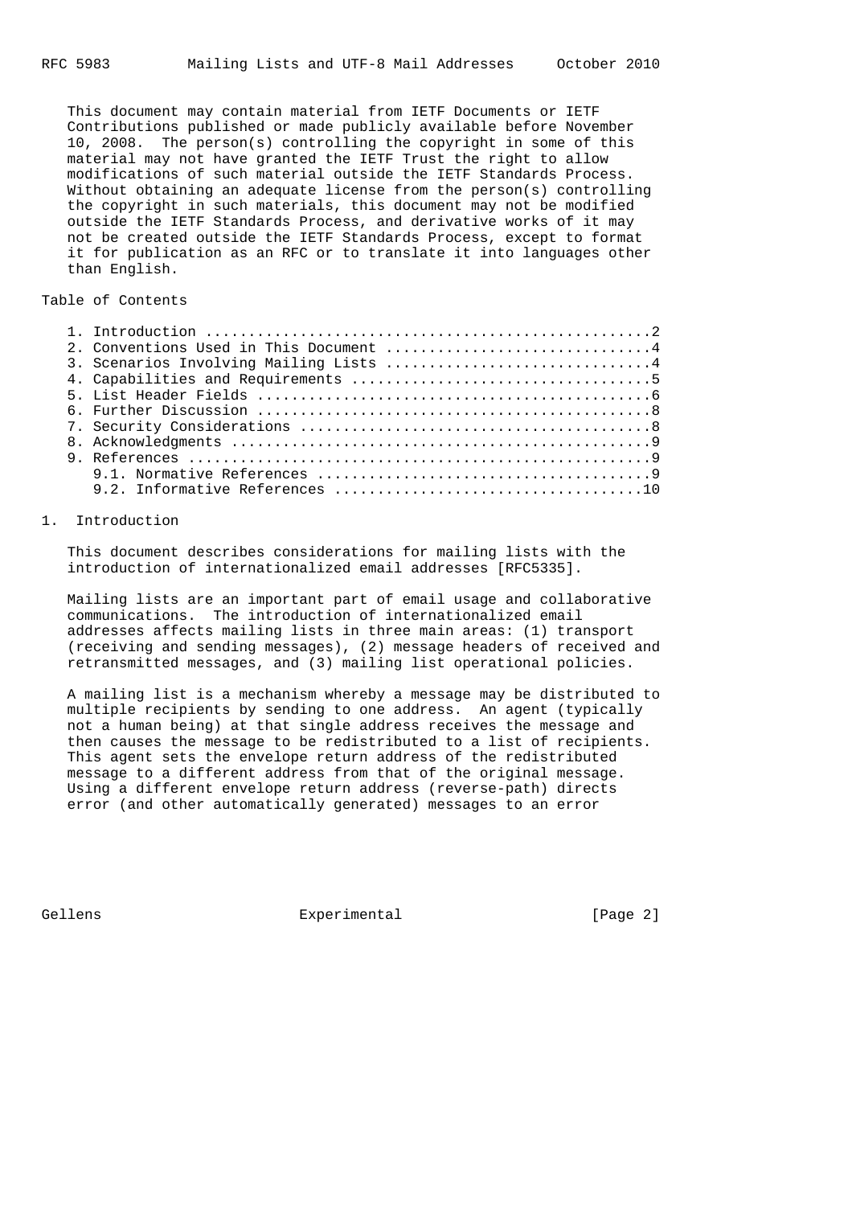This document may contain material from IETF Documents or IETF Contributions published or made publicly available before November 10, 2008. The person(s) controlling the copyright in some of this material may not have granted the IETF Trust the right to allow modifications of such material outside the IETF Standards Process. Without obtaining an adequate license from the person(s) controlling the copyright in such materials, this document may not be modified outside the IETF Standards Process, and derivative works of it may not be created outside the IETF Standards Process, except to format it for publication as an RFC or to translate it into languages other than English.

Table of Contents

```
   1. Introduction ....................................................2
   2. Conventions Used in This Document ...............................4
   3. Scenarios Involving Mailing Lists ...............................4
   4. Capabilities and Requirements ...................................5
   5. List Header Fields ..............................................6
   6. Further Discussion ..............................................8
   7. Security Considerations .........................................8
   8. Acknowledgments .................................................9
   9. References ......................................................9
      9.1. Normative References .......................................9
      9.2. Informative References ....................................10
```

## 1. Introduction

This document describes considerations for mailing lists with the introduction of internationalized email addresses [RFC5335].

Mailing lists are an important part of email usage and collaborative communications. The introduction of internationalized email addresses affects mailing lists in three main areas: (1) transport (receiving and sending messages), (2) message headers of received and retransmitted messages, and (3) mailing list operational policies.

A mailing list is a mechanism whereby a message may be distributed to multiple recipients by sending to one address. An agent (typically not a human being) at that single address receives the message and then causes the message to be redistributed to a list of recipients. This agent sets the envelope return address of the redistributed message to a different address from that of the original message. Using a different envelope return address (reverse-path) directs error (and other automatically generated) messages to an error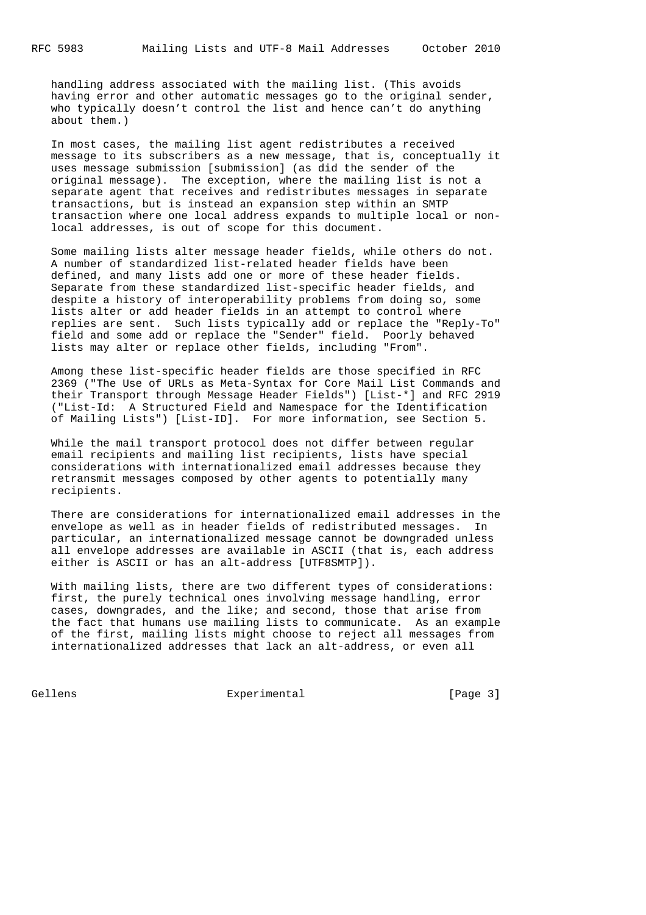handling address associated with the mailing list. (This avoids having error and other automatic messages go to the original sender, who typically doesn't control the list and hence can't do anything about them.)

In most cases, the mailing list agent redistributes a received message to its subscribers as a new message, that is, conceptually it uses message submission [submission] (as did the sender of the original message). The exception, where the mailing list is not a separate agent that receives and redistributes messages in separate transactions, but is instead an expansion step within an SMTP transaction where one local address expands to multiple local or non-local addresses, is out of scope for this document.

Some mailing lists alter message header fields, while others do not. A number of standardized list-related header fields have been defined, and many lists add one or more of these header fields. Separate from these standardized list-specific header fields, and despite a history of interoperability problems from doing so, some lists alter or add header fields in an attempt to control where replies are sent. Such lists typically add or replace the "Reply-To" field and some add or replace the "Sender" field. Poorly behaved lists may alter or replace other fields, including "From".

Among these list-specific header fields are those specified in RFC 2369 ("The Use of URLs as Meta-Syntax for Core Mail List Commands and their Transport through Message Header Fields") [List-*] and RFC 2919 ("List-Id: A Structured Field and Namespace for the Identification of Mailing Lists") [List-ID]. For more information, see Section 5.

While the mail transport protocol does not differ between regular email recipients and mailing list recipients, lists have special considerations with internationalized email addresses because they retransmit messages composed by other agents to potentially many recipients.

There are considerations for internationalized email addresses in the envelope as well as in header fields of redistributed messages. In particular, an internationalized message cannot be downgraded unless all envelope addresses are available in ASCII (that is, each address either is ASCII or has an alt-address [UTF8SMTP]).

With mailing lists, there are two different types of considerations: first, the purely technical ones involving message handling, error cases, downgrades, and the like; and second, those that arise from the fact that humans use mailing lists to communicate. As an example of the first, mailing lists might choose to reject all messages from internationalized addresses that lack an alt-address, or even all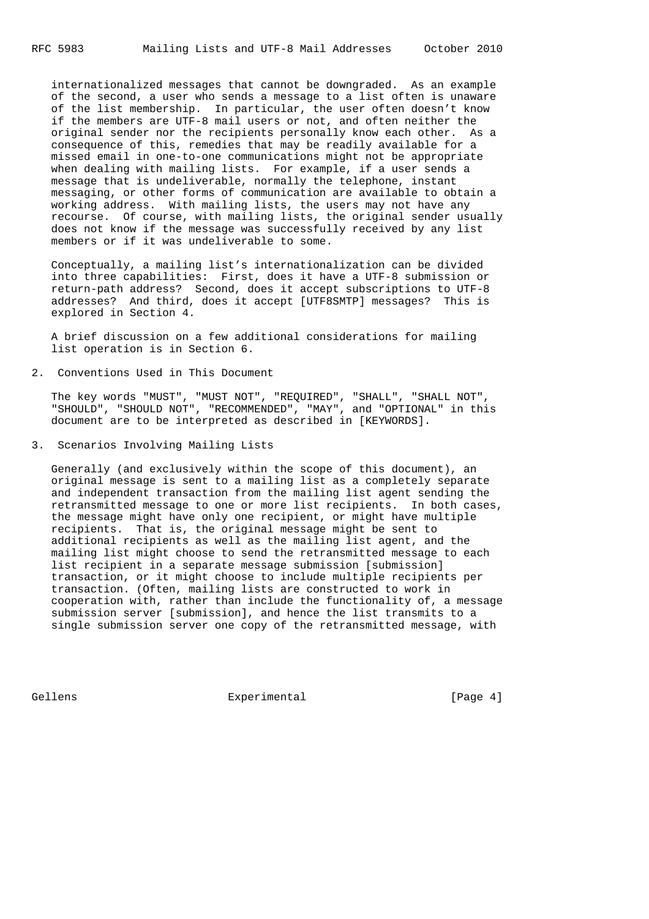internationalized messages that cannot be downgraded. As an example of the second, a user who sends a message to a list often is unaware of the list membership. In particular, the user often doesn't know if the members are UTF-8 mail users or not, and often neither the original sender nor the recipients personally know each other. As a consequence of this, remedies that may be readily available for a missed email in one-to-one communications might not be appropriate when dealing with mailing lists. For example, if a user sends a message that is undeliverable, normally the telephone, instant messaging, or other forms of communication are available to obtain a working address. With mailing lists, the users may not have any recourse. Of course, with mailing lists, the original sender usually does not know if the message was successfully received by any list members or if it was undeliverable to some.

Conceptually, a mailing list's internationalization can be divided into three capabilities: First, does it have a UTF-8 submission or return-path address? Second, does it accept subscriptions to UTF-8 addresses? And third, does it accept [UTF8SMTP] messages? This is explored in Section 4.

A brief discussion on a few additional considerations for mailing list operation is in Section 6.

## 2. Conventions Used in This Document

The key words "MUST", "MUST NOT", "REQUIRED", "SHALL", "SHALL NOT", "SHOULD", "SHOULD NOT", "RECOMMENDED", "MAY", and "OPTIONAL" in this document are to be interpreted as described in [KEYWORDS].

## 3. Scenarios Involving Mailing Lists

Generally (and exclusively within the scope of this document), an original message is sent to a mailing list as a completely separate and independent transaction from the mailing list agent sending the retransmitted message to one or more list recipients. In both cases, the message might have only one recipient, or might have multiple recipients. That is, the original message might be sent to additional recipients as well as the mailing list agent, and the mailing list might choose to send the retransmitted message to each list recipient in a separate message submission [submission] transaction, or it might choose to include multiple recipients per transaction. (Often, mailing lists are constructed to work in cooperation with, rather than include the functionality of, a message submission server [submission], and hence the list transmits to a single submission server one copy of the retransmitted message, with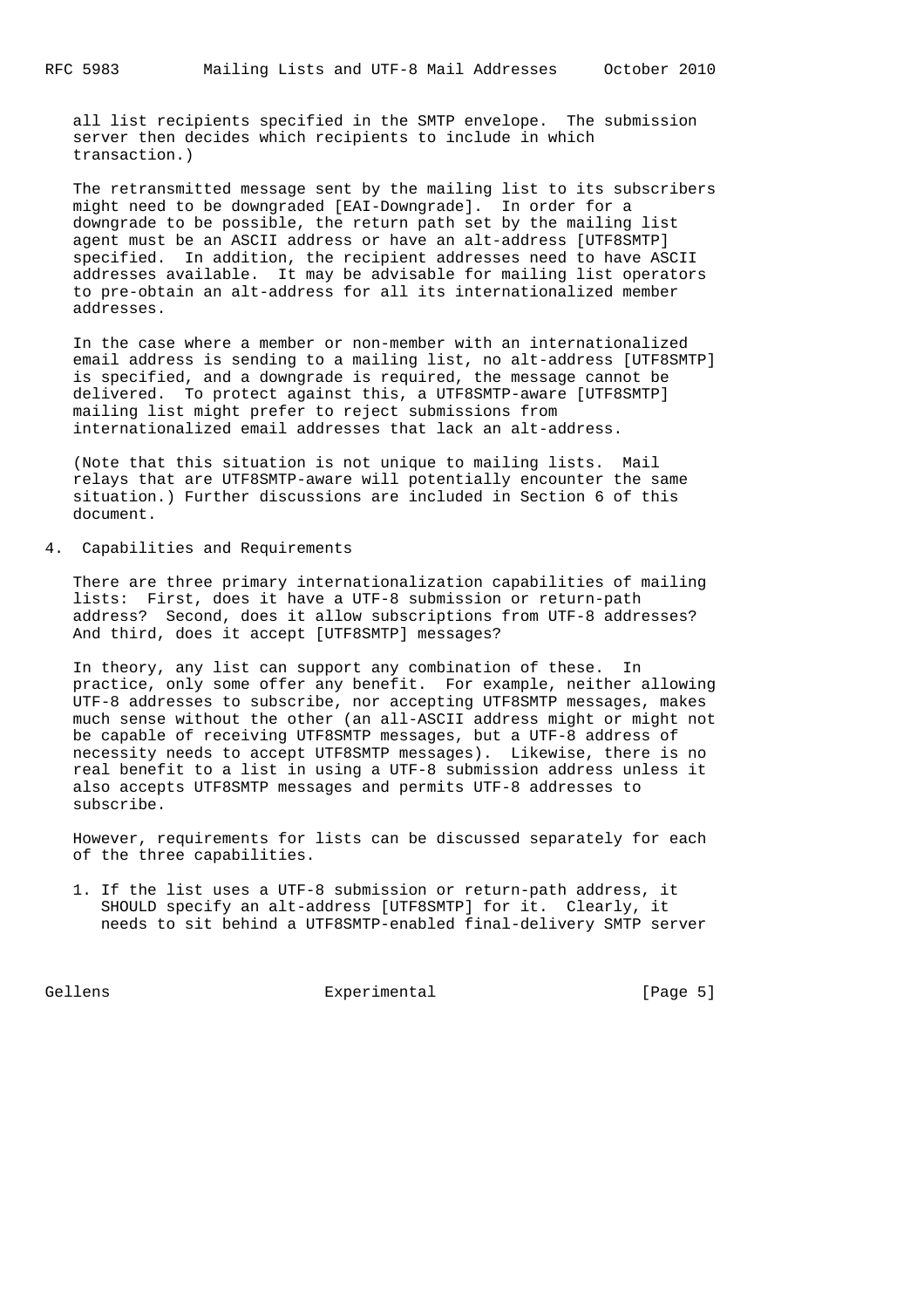all list recipients specified in the SMTP envelope. The submission server then decides which recipients to include in which transaction.)

The retransmitted message sent by the mailing list to its subscribers might need to be downgraded [EAI-Downgrade]. In order for a downgrade to be possible, the return path set by the mailing list agent must be an ASCII address or have an alt-address [UTF8SMTP] specified. In addition, the recipient addresses need to have ASCII addresses available. It may be advisable for mailing list operators to pre-obtain an alt-address for all its internationalized member addresses.

In the case where a member or non-member with an internationalized email address is sending to a mailing list, no alt-address [UTF8SMTP] is specified, and a downgrade is required, the message cannot be delivered. To protect against this, a UTF8SMTP-aware [UTF8SMTP] mailing list might prefer to reject submissions from internationalized email addresses that lack an alt-address.

(Note that this situation is not unique to mailing lists. Mail relays that are UTF8SMTP-aware will potentially encounter the same situation.) Further discussions are included in Section 6 of this document.

## 4. Capabilities and Requirements

There are three primary internationalization capabilities of mailing lists: First, does it have a UTF-8 submission or return-path address? Second, does it allow subscriptions from UTF-8 addresses? And third, does it accept [UTF8SMTP] messages?

In theory, any list can support any combination of these. In practice, only some offer any benefit. For example, neither allowing UTF-8 addresses to subscribe, nor accepting UTF8SMTP messages, makes much sense without the other (an all-ASCII address might or might not be capable of receiving UTF8SMTP messages, but a UTF-8 address of necessity needs to accept UTF8SMTP messages). Likewise, there is no real benefit to a list in using a UTF-8 submission address unless it also accepts UTF8SMTP messages and permits UTF-8 addresses to subscribe.

However, requirements for lists can be discussed separately for each of the three capabilities.

1. If the list uses a UTF-8 submission or return-path address, it SHOULD specify an alt-address [UTF8SMTP] for it. Clearly, it needs to sit behind a UTF8SMTP-enabled final-delivery SMTP server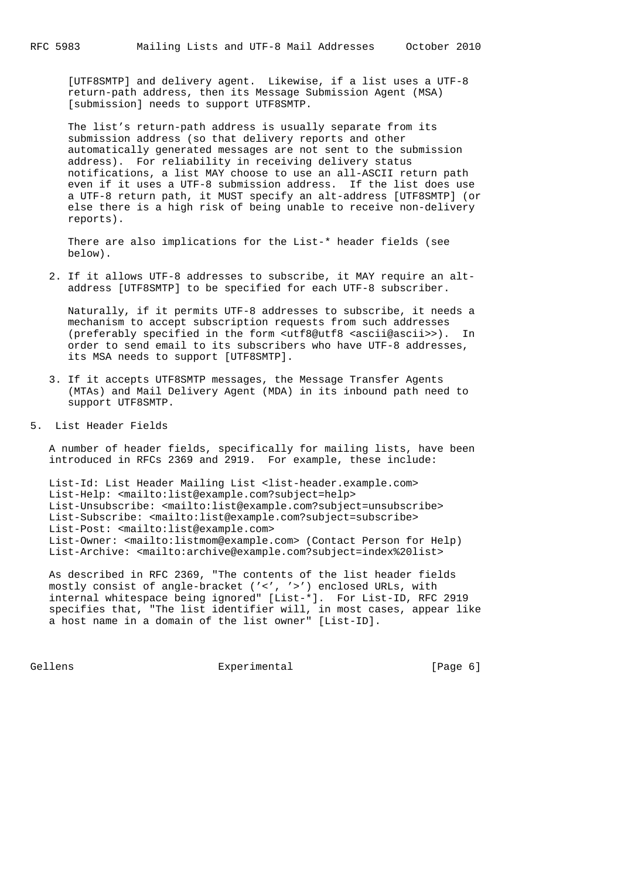[UTF8SMTP] and delivery agent. Likewise, if a list uses a UTF-8 return-path address, then its Message Submission Agent (MSA) [submission] needs to support UTF8SMTP.

The list's return-path address is usually separate from its submission address (so that delivery reports and other automatically generated messages are not sent to the submission address). For reliability in receiving delivery status notifications, a list MAY choose to use an all-ASCII return path even if it uses a UTF-8 submission address. If the list does use a UTF-8 return path, it MUST specify an alt-address [UTF8SMTP] (or else there is a high risk of being unable to receive non-delivery reports).

There are also implications for the List-* header fields (see below).

2. If it allows UTF-8 addresses to subscribe, it MAY require an alt-address [UTF8SMTP] to be specified for each UTF-8 subscriber.

   Naturally, if it permits UTF-8 addresses to subscribe, it needs a mechanism to accept subscription requests from such addresses (preferably specified in the form <utf8@utf8 <ascii@ascii>>). In order to send email to its subscribers who have UTF-8 addresses, its MSA needs to support [UTF8SMTP].

3. If it accepts UTF8SMTP messages, the Message Transfer Agents (MTAs) and Mail Delivery Agent (MDA) in its inbound path need to support UTF8SMTP.

## 5. List Header Fields

A number of header fields, specifically for mailing lists, have been introduced in RFCs 2369 and 2919. For example, these include:

```
List-Id: List Header Mailing List <list-header.example.com>
List-Help: <mailto:list@example.com?subject=help>
List-Unsubscribe: <mailto:list@example.com?subject=unsubscribe>
List-Subscribe: <mailto:list@example.com?subject=subscribe>
List-Post: <mailto:list@example.com>
List-Owner: <mailto:listmom@example.com> (Contact Person for Help)
List-Archive: <mailto:archive@example.com?subject=index%20list>
```

As described in RFC 2369, "The contents of the list header fields mostly consist of angle-bracket ('<', '>') enclosed URLs, with internal whitespace being ignored" [List-*]. For List-ID, RFC 2919 specifies that, "The list identifier will, in most cases, appear like a host name in a domain of the list owner" [List-ID].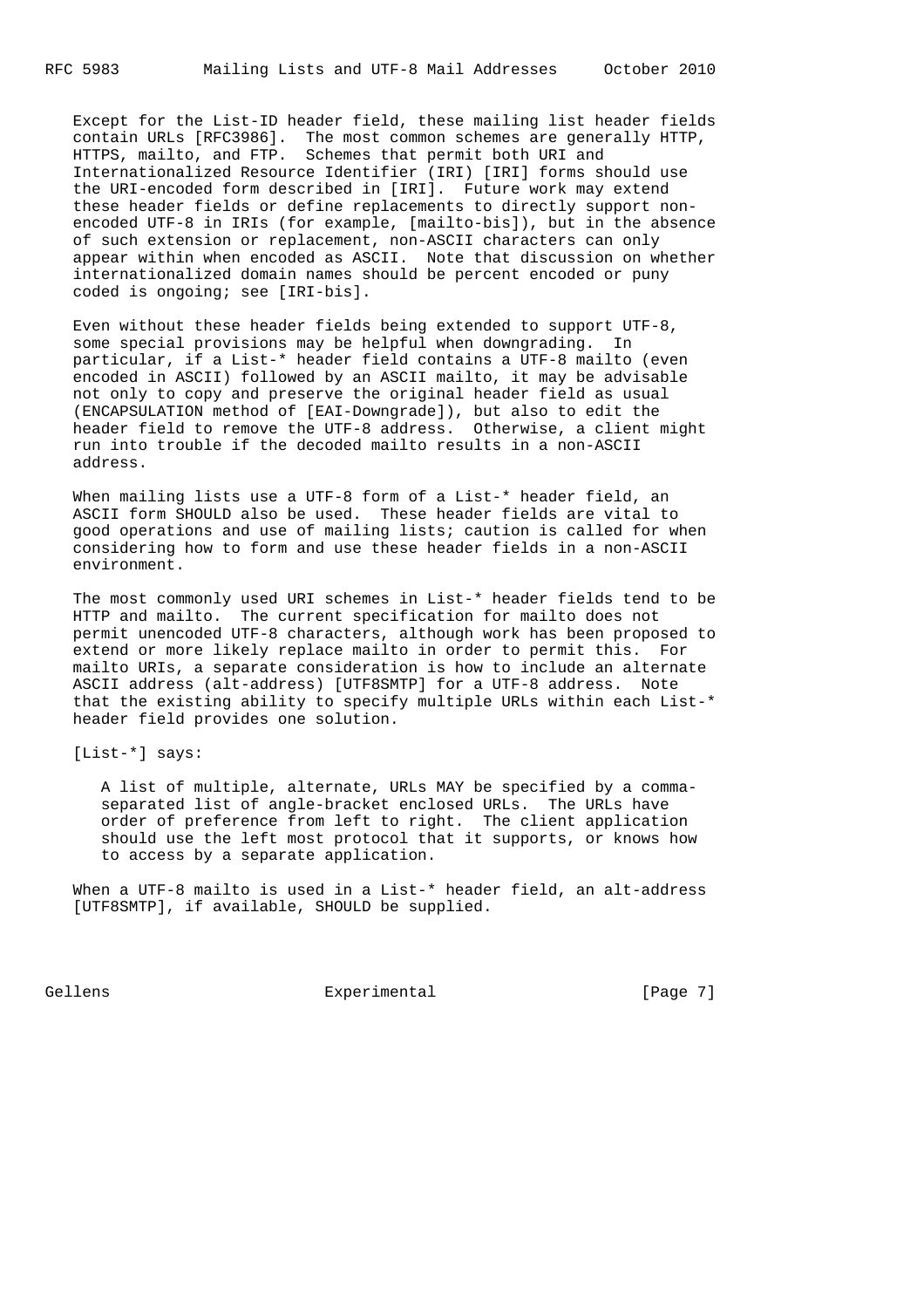Except for the List-ID header field, these mailing list header fields contain URLs [RFC3986]. The most common schemes are generally HTTP, HTTPS, mailto, and FTP. Schemes that permit both URI and Internationalized Resource Identifier (IRI) [IRI] forms should use the URI-encoded form described in [IRI]. Future work may extend these header fields or define replacements to directly support non-encoded UTF-8 in IRIs (for example, [mailto-bis]), but in the absence of such extension or replacement, non-ASCII characters can only appear within when encoded as ASCII. Note that discussion on whether internationalized domain names should be percent encoded or puny coded is ongoing; see [IRI-bis].

Even without these header fields being extended to support UTF-8, some special provisions may be helpful when downgrading. In particular, if a List-* header field contains a UTF-8 mailto (even encoded in ASCII) followed by an ASCII mailto, it may be advisable not only to copy and preserve the original header field as usual (ENCAPSULATION method of [EAI-Downgrade]), but also to edit the header field to remove the UTF-8 address. Otherwise, a client might run into trouble if the decoded mailto results in a non-ASCII address.

When mailing lists use a UTF-8 form of a List-* header field, an ASCII form SHOULD also be used. These header fields are vital to good operations and use of mailing lists; caution is called for when considering how to form and use these header fields in a non-ASCII environment.

The most commonly used URI schemes in List-* header fields tend to be HTTP and mailto. The current specification for mailto does not permit unencoded UTF-8 characters, although work has been proposed to extend or more likely replace mailto in order to permit this. For mailto URIs, a separate consideration is how to include an alternate ASCII address (alt-address) [UTF8SMTP] for a UTF-8 address. Note that the existing ability to specify multiple URLs within each List-* header field provides one solution.

[List-*] says:

> A list of multiple, alternate, URLs MAY be specified by a comma-separated list of angle-bracket enclosed URLs. The URLs have order of preference from left to right. The client application should use the left most protocol that it supports, or knows how to access by a separate application.

When a UTF-8 mailto is used in a List-* header field, an alt-address [UTF8SMTP], if available, SHOULD be supplied.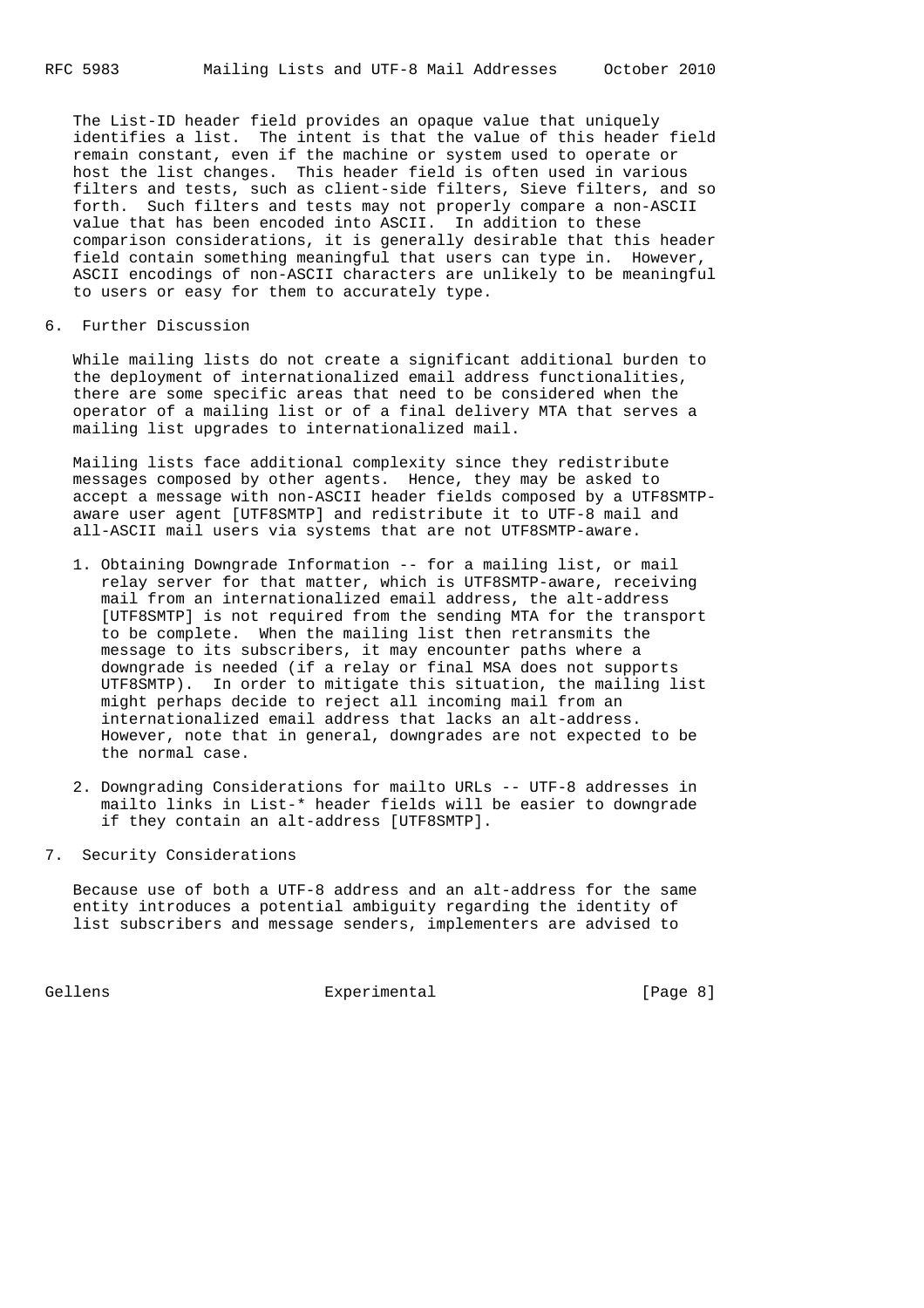The List-ID header field provides an opaque value that uniquely identifies a list. The intent is that the value of this header field remain constant, even if the machine or system used to operate or host the list changes. This header field is often used in various filters and tests, such as client-side filters, Sieve filters, and so forth. Such filters and tests may not properly compare a non-ASCII value that has been encoded into ASCII. In addition to these comparison considerations, it is generally desirable that this header field contain something meaningful that users can type in. However, ASCII encodings of non-ASCII characters are unlikely to be meaningful to users or easy for them to accurately type.

## 6. Further Discussion

While mailing lists do not create a significant additional burden to the deployment of internationalized email address functionalities, there are some specific areas that need to be considered when the operator of a mailing list or of a final delivery MTA that serves a mailing list upgrades to internationalized mail.

Mailing lists face additional complexity since they redistribute messages composed by other agents. Hence, they may be asked to accept a message with non-ASCII header fields composed by a UTF8SMTP-aware user agent [UTF8SMTP] and redistribute it to UTF-8 mail and all-ASCII mail users via systems that are not UTF8SMTP-aware.

1. Obtaining Downgrade Information -- for a mailing list, or mail relay server for that matter, which is UTF8SMTP-aware, receiving mail from an internationalized email address, the alt-address [UTF8SMTP] is not required from the sending MTA for the transport to be complete. When the mailing list then retransmits the message to its subscribers, it may encounter paths where a downgrade is needed (if a relay or final MSA does not supports UTF8SMTP). In order to mitigate this situation, the mailing list might perhaps decide to reject all incoming mail from an internationalized email address that lacks an alt-address. However, note that in general, downgrades are not expected to be the normal case.

2. Downgrading Considerations for mailto URLs -- UTF-8 addresses in mailto links in List-* header fields will be easier to downgrade if they contain an alt-address [UTF8SMTP].

## 7. Security Considerations

Because use of both a UTF-8 address and an alt-address for the same entity introduces a potential ambiguity regarding the identity of list subscribers and message senders, implementers are advised to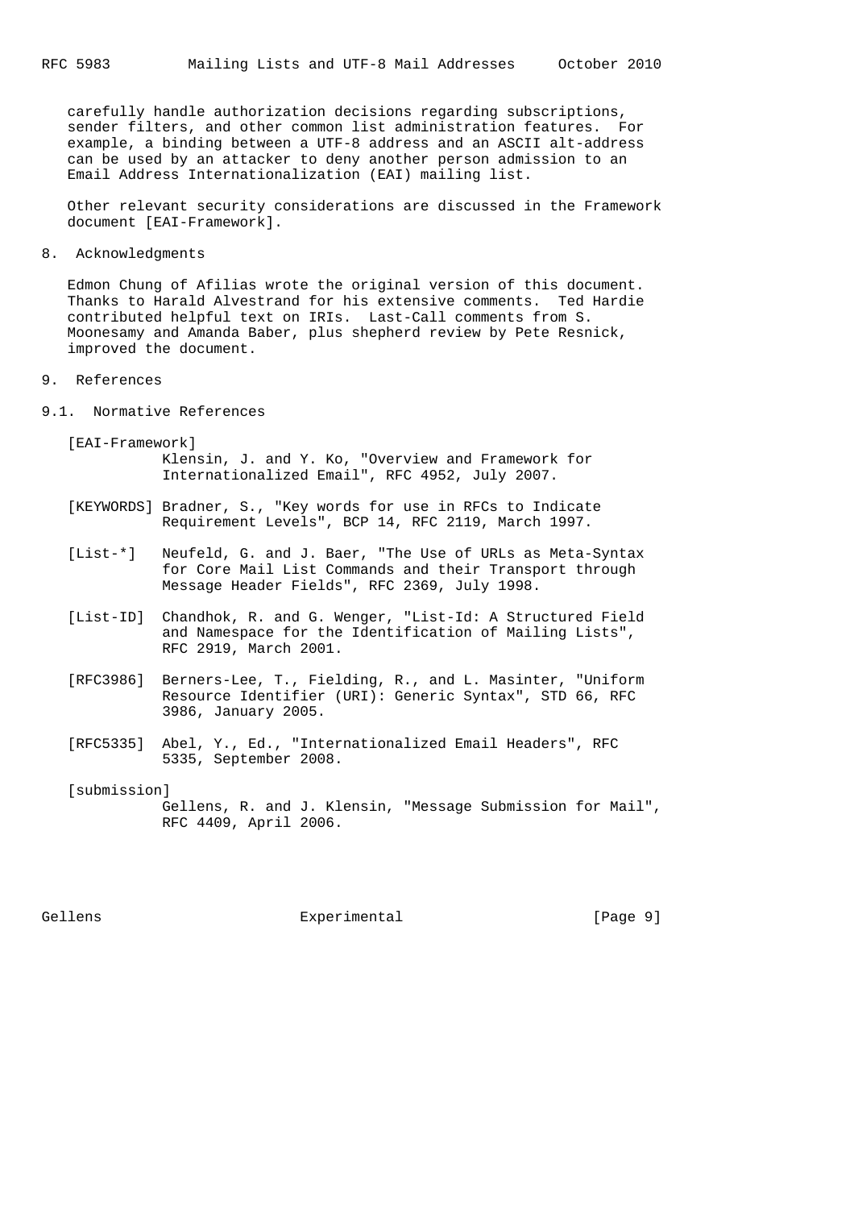carefully handle authorization decisions regarding subscriptions, sender filters, and other common list administration features. For example, a binding between a UTF-8 address and an ASCII alt-address can be used by an attacker to deny another person admission to an Email Address Internationalization (EAI) mailing list.

Other relevant security considerations are discussed in the Framework document [EAI-Framework].

## 8. Acknowledgments

Edmon Chung of Afilias wrote the original version of this document. Thanks to Harald Alvestrand for his extensive comments. Ted Hardie contributed helpful text on IRIs. Last-Call comments from S. Moonesamy and Amanda Baber, plus shepherd review by Pete Resnick, improved the document.

## 9. References

### 9.1. Normative References

[EAI-Framework]
Klensin, J. and Y. Ko, "Overview and Framework for Internationalized Email", RFC 4952, July 2007.

[KEYWORDS] Bradner, S., "Key words for use in RFCs to Indicate Requirement Levels", BCP 14, RFC 2119, March 1997.

[List-*] Neufeld, G. and J. Baer, "The Use of URLs as Meta-Syntax for Core Mail List Commands and their Transport through Message Header Fields", RFC 2369, July 1998.

[List-ID] Chandhok, R. and G. Wenger, "List-Id: A Structured Field and Namespace for the Identification of Mailing Lists", RFC 2919, March 2001.

[RFC3986] Berners-Lee, T., Fielding, R., and L. Masinter, "Uniform Resource Identifier (URI): Generic Syntax", STD 66, RFC 3986, January 2005.

[RFC5335] Abel, Y., Ed., "Internationalized Email Headers", RFC 5335, September 2008.

[submission]
Gellens, R. and J. Klensin, "Message Submission for Mail", RFC 4409, April 2006.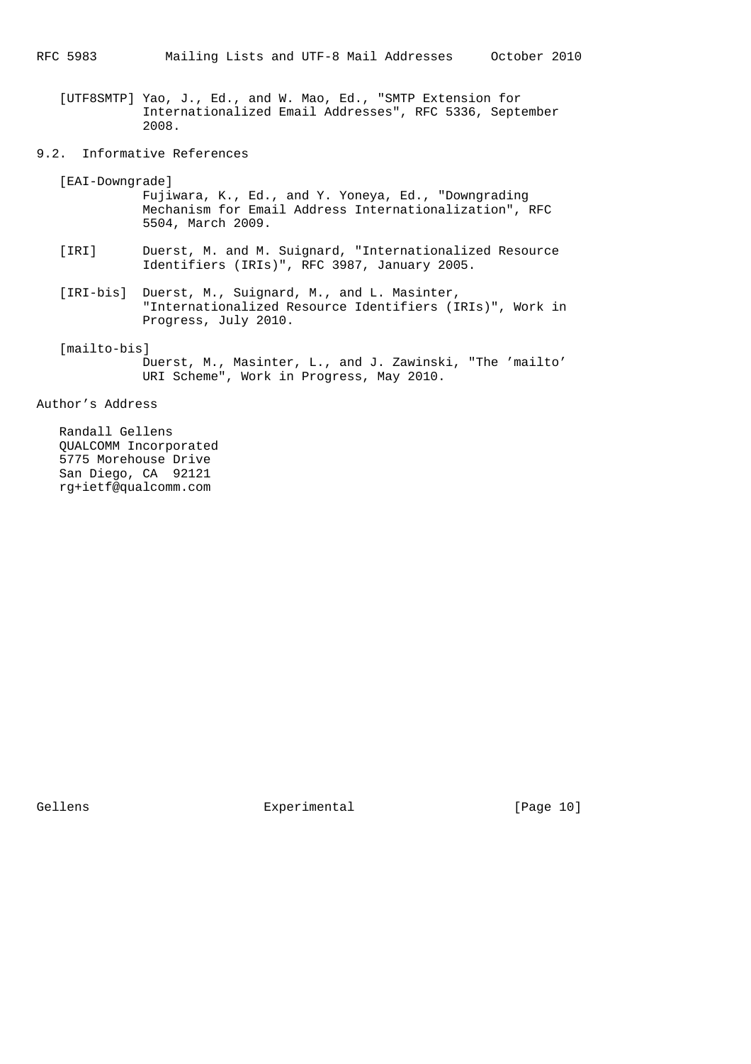[UTF8SMTP] Yao, J., Ed., and W. Mao, Ed., "SMTP Extension for Internationalized Email Addresses", RFC 5336, September 2008.

## 9.2. Informative References

[EAI-Downgrade] Fujiwara, K., Ed., and Y. Yoneya, Ed., "Downgrading Mechanism for Email Address Internationalization", RFC 5504, March 2009.

[IRI] Duerst, M. and M. Suignard, "Internationalized Resource Identifiers (IRIs)", RFC 3987, January 2005.

[IRI-bis] Duerst, M., Suignard, M., and L. Masinter, "Internationalized Resource Identifiers (IRIs)", Work in Progress, July 2010.

[mailto-bis] Duerst, M., Masinter, L., and J. Zawinski, "The 'mailto' URI Scheme", Work in Progress, May 2010.

## Author's Address

Randall Gellens
QUALCOMM Incorporated
5775 Morehouse Drive
San Diego, CA 92121
rg+ietf@qualcomm.com